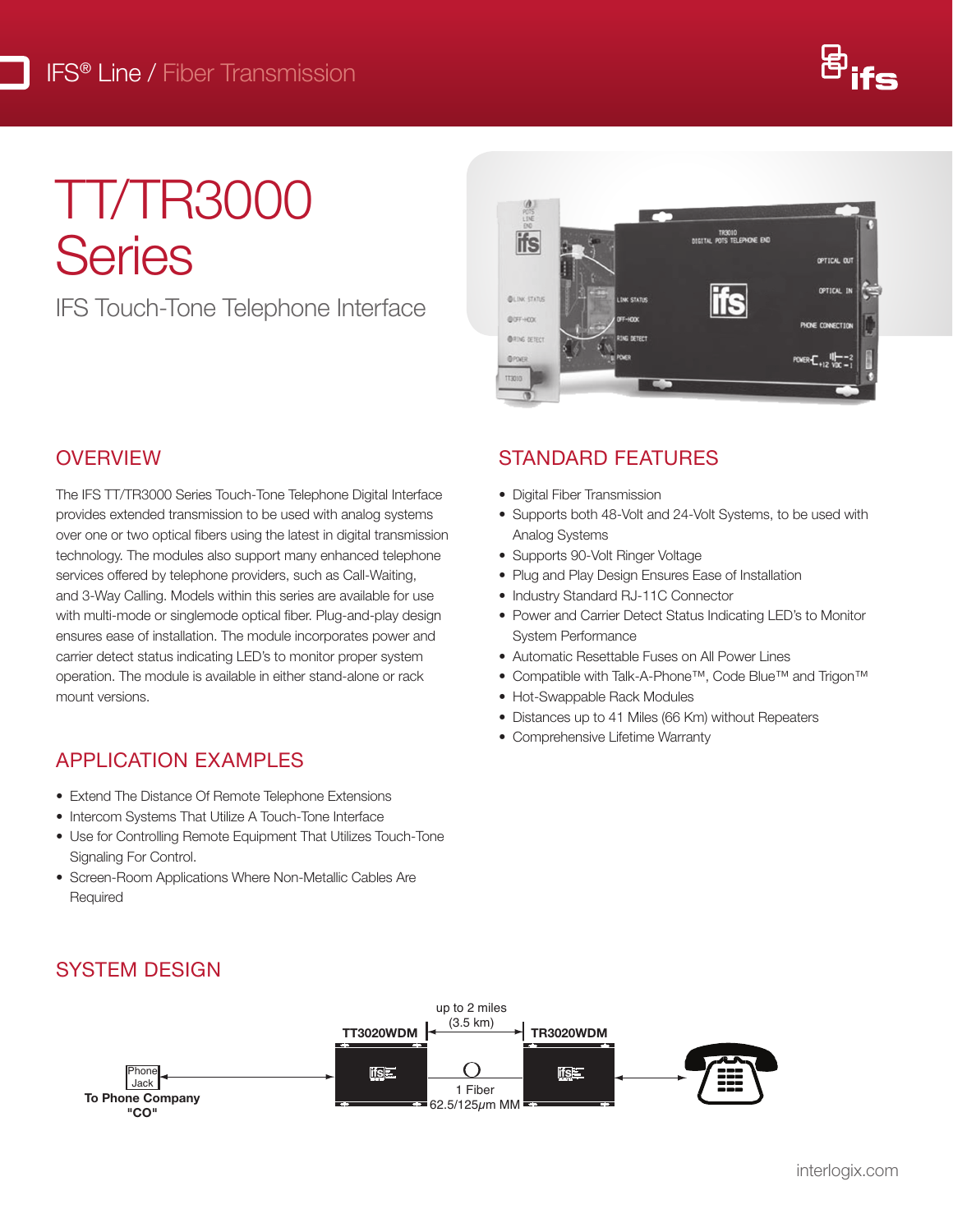IFS® Line / Fiber Transmission

# TT/TR3000 Series

IFS Touch-Tone Telephone Interface

## OVERVIEW

The IFS TT/TR3000 Series Touch-Tone Telephone Digital Interface provides extended transmission to be used with analog systems over one or two optical fibers using the latest in digital transmission technology. The modules also support many enhanced telephone services offered by telephone providers, such as Call-Waiting, and 3-Way Calling. Models within this series are available for use with multi-mode or singlemode optical fiber. Plug-and-play design ensures ease of installation. The module incorporates power and carrier detect status indicating LED's to monitor proper system operation. The module is available in either stand-alone or rack mount versions.

## APPLICATION EXAMPLES

- Extend The Distance Of Remote Telephone Extensions
- Intercom Systems That Utilize A Touch-Tone Interface
- Use for Controlling Remote Equipment That Utilizes Touch-Tone Signaling For Control.
- Screen-Room Applications Where Non-Metallic Cables Are Required

## STANDARD FEATURES

- Digital Fiber Transmission
- Supports both 48-Volt and 24-Volt Systems, to be used with Analog Systems
- Supports 90-Volt Ringer Voltage
- Plug and Play Design Ensures Ease of Installation
- Industry Standard RJ-11C Connector
- Power and Carrier Detect Status Indicating LED's to Monitor System Performance
- Automatic Resettable Fuses on All Power Lines
- Compatible with Talk-A-Phone™, Code Blue™ and Trigon™
- Hot-Swappable Rack Modules
- Distances up to 41 Miles (66 Km) without Repeaters
- Comprehensive Lifetime Warranty

## SYSTEM DESIGN

Phone Jack
To Phone Company "CO"

TT3020WDM — up to 2 miles (3.5 km) — TR3020WDM

1 Fiber
62.5/125μm MM

interlogix.com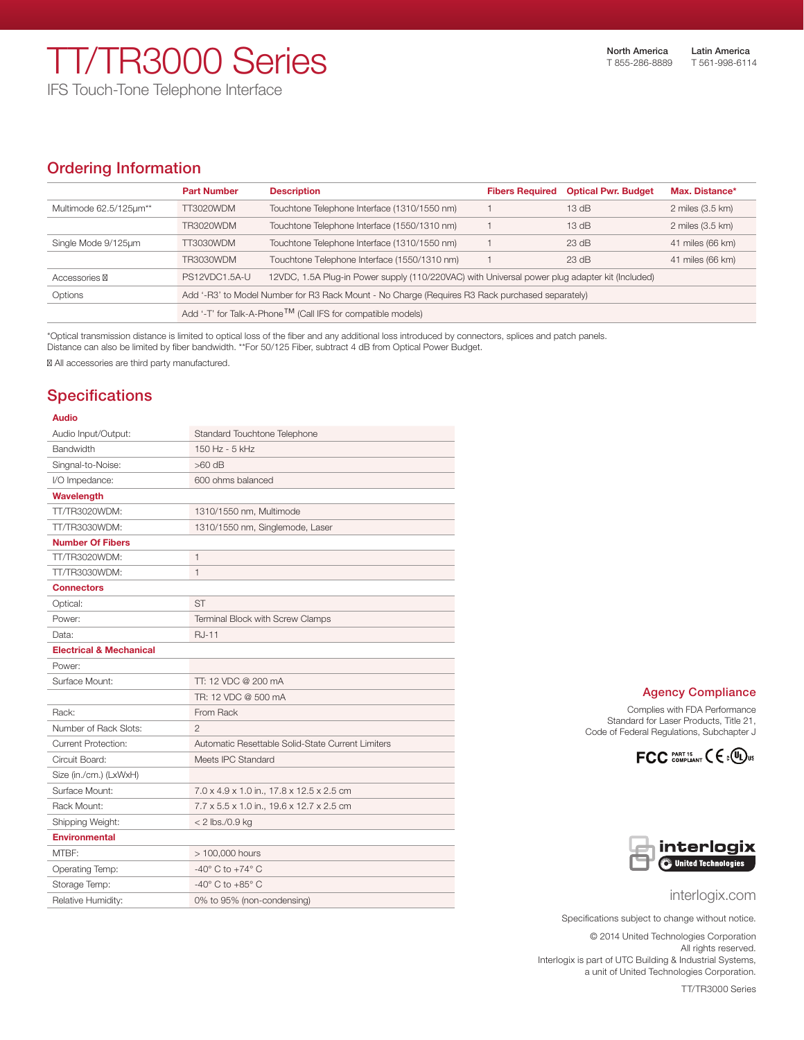# TT/TR3000 Series

IFS Touch-Tone Telephone Interface

**North America**
T 855-286-8889

**Latin America**
T 561-998-6114

## Ordering Information

| | Part Number | Description | Fibers Required | Optical Pwr. Budget | Max. Distance* |
|---|---|---|---|---|---|
| Multimode 62.5/125µm** | TT3020WDM | Touchtone Telephone Interface (1310/1550 nm) | 1 | 13 dB | 2 miles (3.5 km) |
| | TR3020WDM | Touchtone Telephone Interface (1550/1310 nm) | 1 | 13 dB | 2 miles (3.5 km) |
| Single Mode 9/125µm | TT3030WDM | Touchtone Telephone Interface (1310/1550 nm) | 1 | 23 dB | 41 miles (66 km) |
| | TR3030WDM | Touchtone Telephone Interface (1550/1310 nm) | 1 | 23 dB | 41 miles (66 km) |
| Accessories ◊ | PS12VDC1.5A-U | 12VDC, 1.5A Plug-in Power supply (110/220VAC) with Universal power plug adapter kit (Included) | | | |
| Options | Add '-R3' to Model Number for R3 Rack Mount - No Charge (Requires R3 Rack purchased separately) | | | | |
| | Add '-T' for Talk-A-Phone™ (Call IFS for compatible models) | | | | |

*Optical transmission distance is limited to optical loss of the fiber and any additional loss introduced by connectors, splices and patch panels. Distance can also be limited by fiber bandwidth. **For 50/125 Fiber, subtract 4 dB from Optical Power Budget.

◊ All accessories are third party manufactured.

## Specifications

| | |
|---|---|
| **Audio** | |
| Audio Input/Output: | Standard Touchtone Telephone |
| Bandwidth | 150 Hz - 5 kHz |
| Singnal-to-Noise: | >60 dB |
| I/O Impedance: | 600 ohms balanced |
| **Wavelength** | |
| TT/TR3020WDM: | 1310/1550 nm, Multimode |
| TT/TR3030WDM: | 1310/1550 nm, Singlemode, Laser |
| **Number Of Fibers** | |
| TT/TR3020WDM: | 1 |
| TT/TR3030WDM: | 1 |
| **Connectors** | |
| Optical: | ST |
| Power: | Terminal Block with Screw Clamps |
| Data: | RJ-11 |
| **Electrical & Mechanical** | |
| Power: | |
| Surface Mount: | TT: 12 VDC @ 200 mA |
| | TR: 12 VDC @ 500 mA |
| Rack: | From Rack |
| Number of Rack Slots: | 2 |
| Current Protection: | Automatic Resettable Solid-State Current Limiters |
| Circuit Board: | Meets IPC Standard |
| Size (in./cm.) (LxWxH) | |
| Surface Mount: | 7.0 x 4.9 x 1.0 in., 17.8 x 12.5 x 2.5 cm |
| Rack Mount: | 7.7 x 5.5 x 1.0 in., 19.6 x 12.7 x 2.5 cm |
| Shipping Weight: | < 2 lbs./0.9 kg |
| **Environmental** | |
| MTBF: | > 100,000 hours |
| Operating Temp: | -40° C to +74° C |
| Storage Temp: | -40° C to +85° C |
| Relative Humidity: | 0% to 95% (non-condensing) |

## Agency Compliance

Complies with FDA Performance Standard for Laser Products, Title 21, Code of Federal Regulations, Subchapter J

FCC PART 15 COMPLIANT CE UL US

interlogix United Technologies

interlogix.com

Specifications subject to change without notice.

© 2014 United Technologies Corporation
All rights reserved.
Interlogix is part of UTC Building & Industrial Systems, a unit of United Technologies Corporation.

TT/TR3000 Series